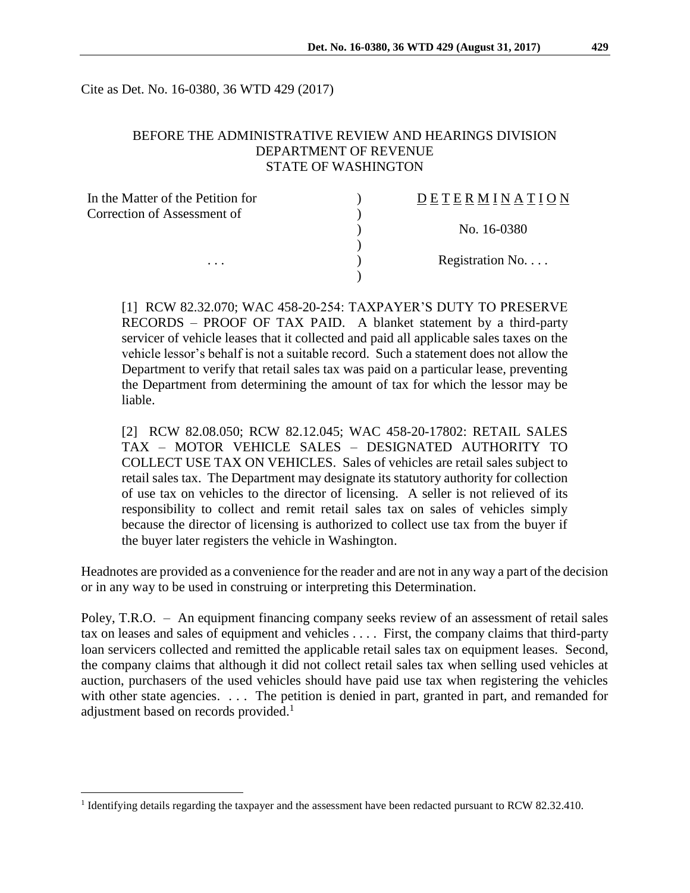Cite as Det. No. 16-0380, 36 WTD 429 (2017)

BEFORE THE ADMINISTRATIVE REVIEW AND HEARINGS DIVISION
DEPARTMENT OF REVENUE
STATE OF WASHINGTON

| In the Matter of the Petition for Correction of Assessment of | ) | DETERMINATION |
|---|---|---|
| | ) | No. 16-0380 |
| . . . | ) | Registration No. . . . |

[1] RCW 82.32.070; WAC 458-20-254: TAXPAYER'S DUTY TO PRESERVE RECORDS – PROOF OF TAX PAID. A blanket statement by a third-party servicer of vehicle leases that it collected and paid all applicable sales taxes on the vehicle lessor's behalf is not a suitable record. Such a statement does not allow the Department to verify that retail sales tax was paid on a particular lease, preventing the Department from determining the amount of tax for which the lessor may be liable.

[2] RCW 82.08.050; RCW 82.12.045; WAC 458-20-17802: RETAIL SALES TAX – MOTOR VEHICLE SALES – DESIGNATED AUTHORITY TO COLLECT USE TAX ON VEHICLES. Sales of vehicles are retail sales subject to retail sales tax. The Department may designate its statutory authority for collection of use tax on vehicles to the director of licensing. A seller is not relieved of its responsibility to collect and remit retail sales tax on sales of vehicles simply because the director of licensing is authorized to collect use tax from the buyer if the buyer later registers the vehicle in Washington.

Headnotes are provided as a convenience for the reader and are not in any way a part of the decision or in any way to be used in construing or interpreting this Determination.

Poley, T.R.O. – An equipment financing company seeks review of an assessment of retail sales tax on leases and sales of equipment and vehicles . . . . First, the company claims that third-party loan servicers collected and remitted the applicable retail sales tax on equipment leases. Second, the company claims that although it did not collect retail sales tax when selling used vehicles at auction, purchasers of the used vehicles should have paid use tax when registering the vehicles with other state agencies. . . . The petition is denied in part, granted in part, and remanded for adjustment based on records provided.[1]

[1] Identifying details regarding the taxpayer and the assessment have been redacted pursuant to RCW 82.32.410.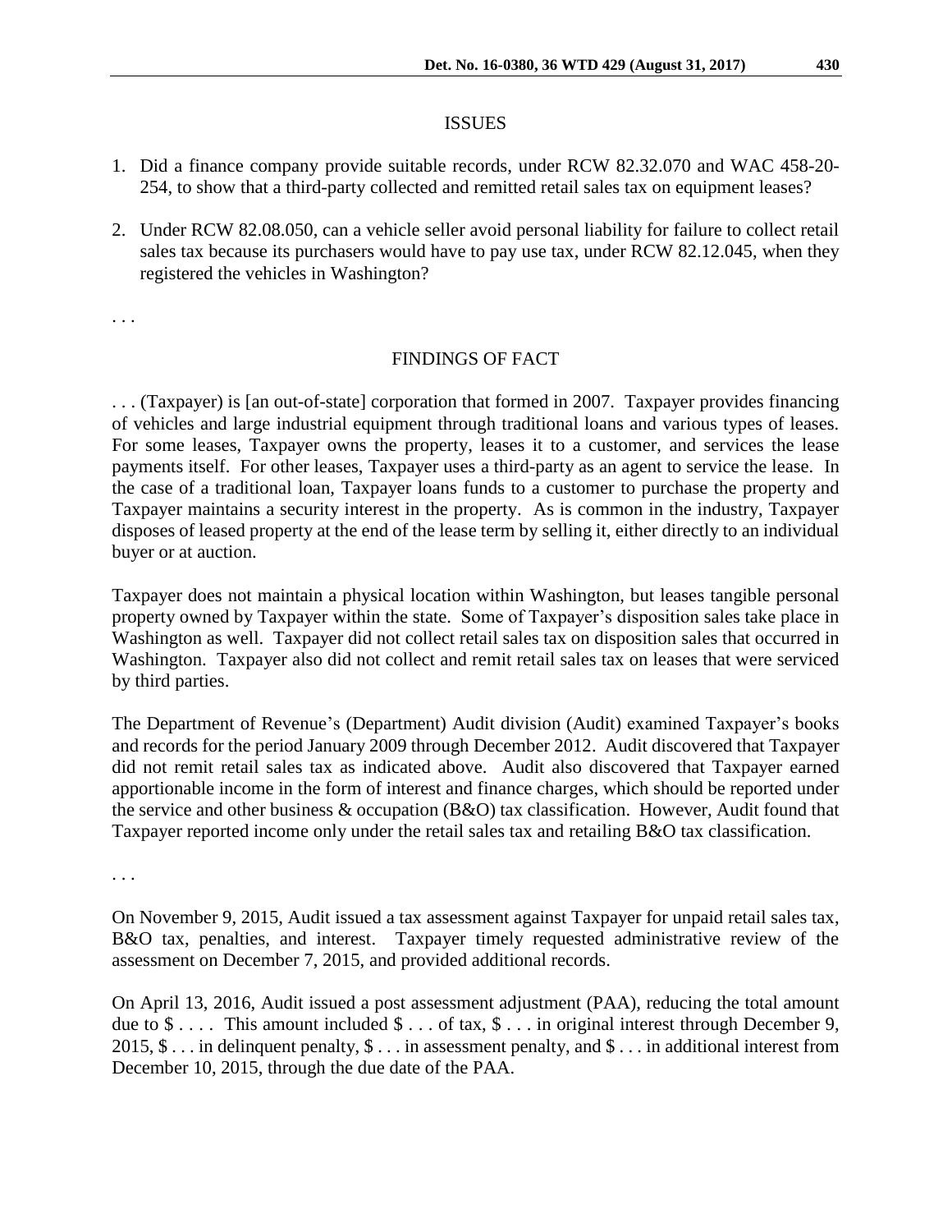## ISSUES

1. Did a finance company provide suitable records, under RCW 82.32.070 and WAC 458-20-254, to show that a third-party collected and remitted retail sales tax on equipment leases?

2. Under RCW 82.08.050, can a vehicle seller avoid personal liability for failure to collect retail sales tax because its purchasers would have to pay use tax, under RCW 82.12.045, when they registered the vehicles in Washington?

. . .

## FINDINGS OF FACT

. . . (Taxpayer) is [an out-of-state] corporation that formed in 2007. Taxpayer provides financing of vehicles and large industrial equipment through traditional loans and various types of leases. For some leases, Taxpayer owns the property, leases it to a customer, and services the lease payments itself. For other leases, Taxpayer uses a third-party as an agent to service the lease. In the case of a traditional loan, Taxpayer loans funds to a customer to purchase the property and Taxpayer maintains a security interest in the property. As is common in the industry, Taxpayer disposes of leased property at the end of the lease term by selling it, either directly to an individual buyer or at auction.

Taxpayer does not maintain a physical location within Washington, but leases tangible personal property owned by Taxpayer within the state. Some of Taxpayer's disposition sales take place in Washington as well. Taxpayer did not collect retail sales tax on disposition sales that occurred in Washington. Taxpayer also did not collect and remit retail sales tax on leases that were serviced by third parties.

The Department of Revenue's (Department) Audit division (Audit) examined Taxpayer's books and records for the period January 2009 through December 2012. Audit discovered that Taxpayer did not remit retail sales tax as indicated above. Audit also discovered that Taxpayer earned apportionable income in the form of interest and finance charges, which should be reported under the service and other business & occupation (B&O) tax classification. However, Audit found that Taxpayer reported income only under the retail sales tax and retailing B&O tax classification.

. . .

On November 9, 2015, Audit issued a tax assessment against Taxpayer for unpaid retail sales tax, B&O tax, penalties, and interest. Taxpayer timely requested administrative review of the assessment on December 7, 2015, and provided additional records.

On April 13, 2016, Audit issued a post assessment adjustment (PAA), reducing the total amount due to $ . . . . This amount included $ . . . of tax, $ . . . in original interest through December 9, 2015, $ . . . in delinquent penalty, $ . . . in assessment penalty, and $ . . . in additional interest from December 10, 2015, through the due date of the PAA.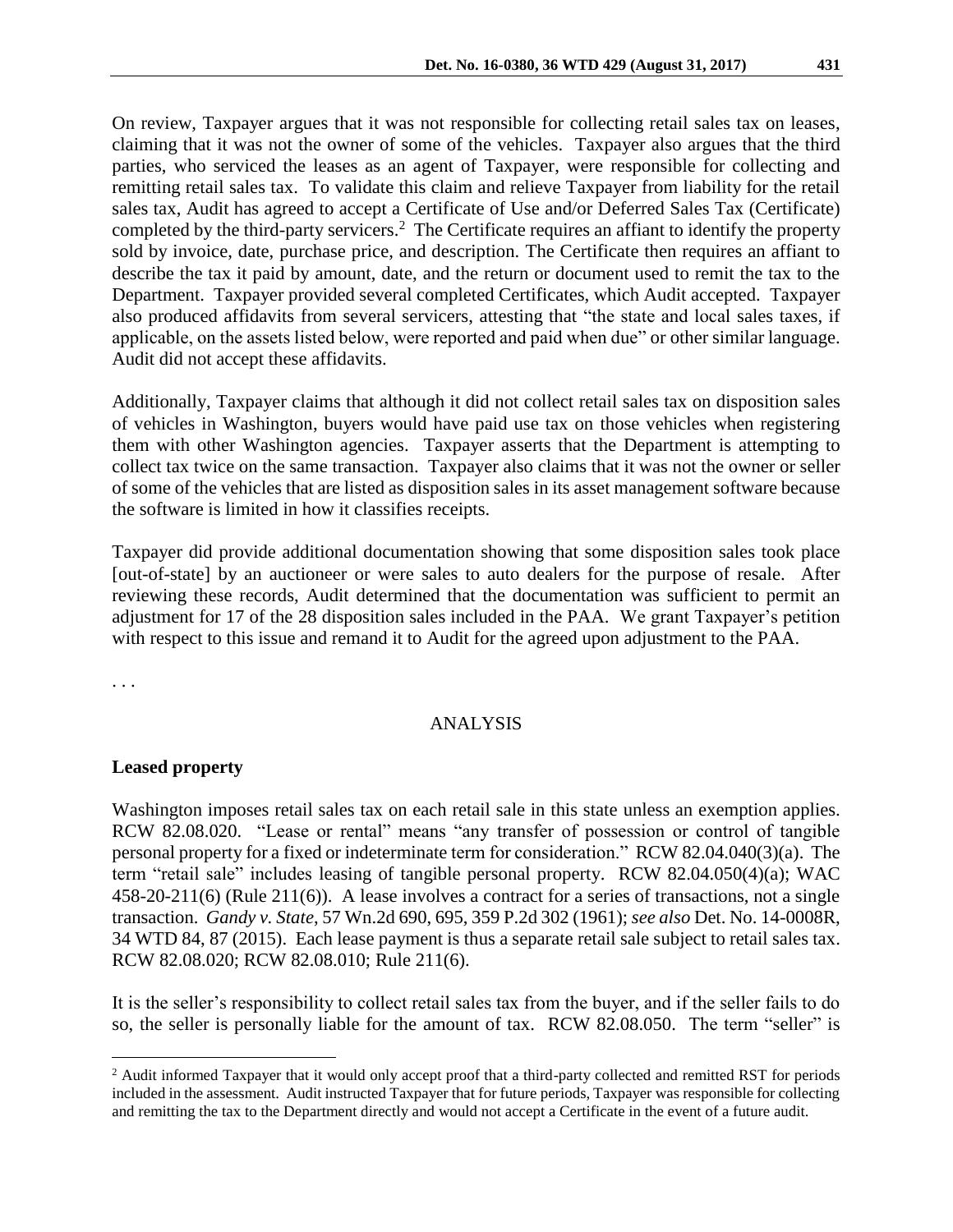On review, Taxpayer argues that it was not responsible for collecting retail sales tax on leases, claiming that it was not the owner of some of the vehicles. Taxpayer also argues that the third parties, who serviced the leases as an agent of Taxpayer, were responsible for collecting and remitting retail sales tax. To validate this claim and relieve Taxpayer from liability for the retail sales tax, Audit has agreed to accept a Certificate of Use and/or Deferred Sales Tax (Certificate) completed by the third-party servicers.[2] The Certificate requires an affiant to identify the property sold by invoice, date, purchase price, and description. The Certificate then requires an affiant to describe the tax it paid by amount, date, and the return or document used to remit the tax to the Department. Taxpayer provided several completed Certificates, which Audit accepted. Taxpayer also produced affidavits from several servicers, attesting that "the state and local sales taxes, if applicable, on the assets listed below, were reported and paid when due" or other similar language. Audit did not accept these affidavits.

Additionally, Taxpayer claims that although it did not collect retail sales tax on disposition sales of vehicles in Washington, buyers would have paid use tax on those vehicles when registering them with other Washington agencies. Taxpayer asserts that the Department is attempting to collect tax twice on the same transaction. Taxpayer also claims that it was not the owner or seller of some of the vehicles that are listed as disposition sales in its asset management software because the software is limited in how it classifies receipts.

Taxpayer did provide additional documentation showing that some disposition sales took place [out-of-state] by an auctioneer or were sales to auto dealers for the purpose of resale. After reviewing these records, Audit determined that the documentation was sufficient to permit an adjustment for 17 of the 28 disposition sales included in the PAA. We grant Taxpayer's petition with respect to this issue and remand it to Audit for the agreed upon adjustment to the PAA.

. . .

## ANALYSIS

### Leased property

Washington imposes retail sales tax on each retail sale in this state unless an exemption applies. RCW 82.08.020. "Lease or rental" means "any transfer of possession or control of tangible personal property for a fixed or indeterminate term for consideration." RCW 82.04.040(3)(a). The term "retail sale" includes leasing of tangible personal property. RCW 82.04.050(4)(a); WAC 458-20-211(6) (Rule 211(6)). A lease involves a contract for a series of transactions, not a single transaction. *Gandy v. State*, 57 Wn.2d 690, 695, 359 P.2d 302 (1961); *see also* Det. No. 14-0008R, 34 WTD 84, 87 (2015). Each lease payment is thus a separate retail sale subject to retail sales tax. RCW 82.08.020; RCW 82.08.010; Rule 211(6).

It is the seller's responsibility to collect retail sales tax from the buyer, and if the seller fails to do so, the seller is personally liable for the amount of tax. RCW 82.08.050. The term "seller" is

[2] Audit informed Taxpayer that it would only accept proof that a third-party collected and remitted RST for periods included in the assessment. Audit instructed Taxpayer that for future periods, Taxpayer was responsible for collecting and remitting the tax to the Department directly and would not accept a Certificate in the event of a future audit.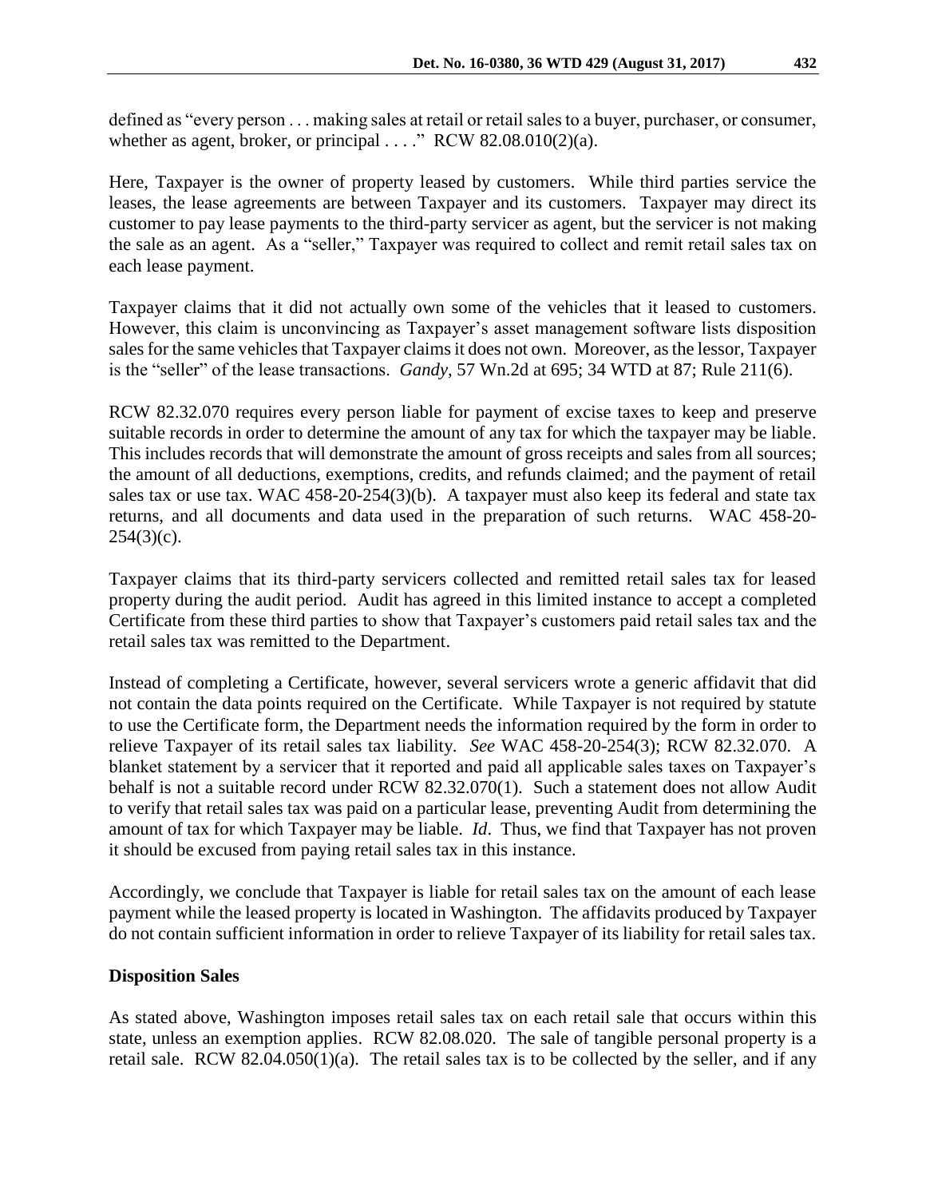defined as "every person . . . making sales at retail or retail sales to a buyer, purchaser, or consumer, whether as agent, broker, or principal . . . ." RCW 82.08.010(2)(a).

Here, Taxpayer is the owner of property leased by customers. While third parties service the leases, the lease agreements are between Taxpayer and its customers. Taxpayer may direct its customer to pay lease payments to the third-party servicer as agent, but the servicer is not making the sale as an agent. As a "seller," Taxpayer was required to collect and remit retail sales tax on each lease payment.

Taxpayer claims that it did not actually own some of the vehicles that it leased to customers. However, this claim is unconvincing as Taxpayer's asset management software lists disposition sales for the same vehicles that Taxpayer claims it does not own. Moreover, as the lessor, Taxpayer is the "seller" of the lease transactions. *Gandy*, 57 Wn.2d at 695; 34 WTD at 87; Rule 211(6).

RCW 82.32.070 requires every person liable for payment of excise taxes to keep and preserve suitable records in order to determine the amount of any tax for which the taxpayer may be liable. This includes records that will demonstrate the amount of gross receipts and sales from all sources; the amount of all deductions, exemptions, credits, and refunds claimed; and the payment of retail sales tax or use tax. WAC 458-20-254(3)(b). A taxpayer must also keep its federal and state tax returns, and all documents and data used in the preparation of such returns. WAC 458-20-254(3)(c).

Taxpayer claims that its third-party servicers collected and remitted retail sales tax for leased property during the audit period. Audit has agreed in this limited instance to accept a completed Certificate from these third parties to show that Taxpayer's customers paid retail sales tax and the retail sales tax was remitted to the Department.

Instead of completing a Certificate, however, several servicers wrote a generic affidavit that did not contain the data points required on the Certificate. While Taxpayer is not required by statute to use the Certificate form, the Department needs the information required by the form in order to relieve Taxpayer of its retail sales tax liability. *See* WAC 458-20-254(3); RCW 82.32.070. A blanket statement by a servicer that it reported and paid all applicable sales taxes on Taxpayer's behalf is not a suitable record under RCW 82.32.070(1). Such a statement does not allow Audit to verify that retail sales tax was paid on a particular lease, preventing Audit from determining the amount of tax for which Taxpayer may be liable. *Id*. Thus, we find that Taxpayer has not proven it should be excused from paying retail sales tax in this instance.

Accordingly, we conclude that Taxpayer is liable for retail sales tax on the amount of each lease payment while the leased property is located in Washington. The affidavits produced by Taxpayer do not contain sufficient information in order to relieve Taxpayer of its liability for retail sales tax.

**Disposition Sales**

As stated above, Washington imposes retail sales tax on each retail sale that occurs within this state, unless an exemption applies. RCW 82.08.020. The sale of tangible personal property is a retail sale. RCW 82.04.050(1)(a). The retail sales tax is to be collected by the seller, and if any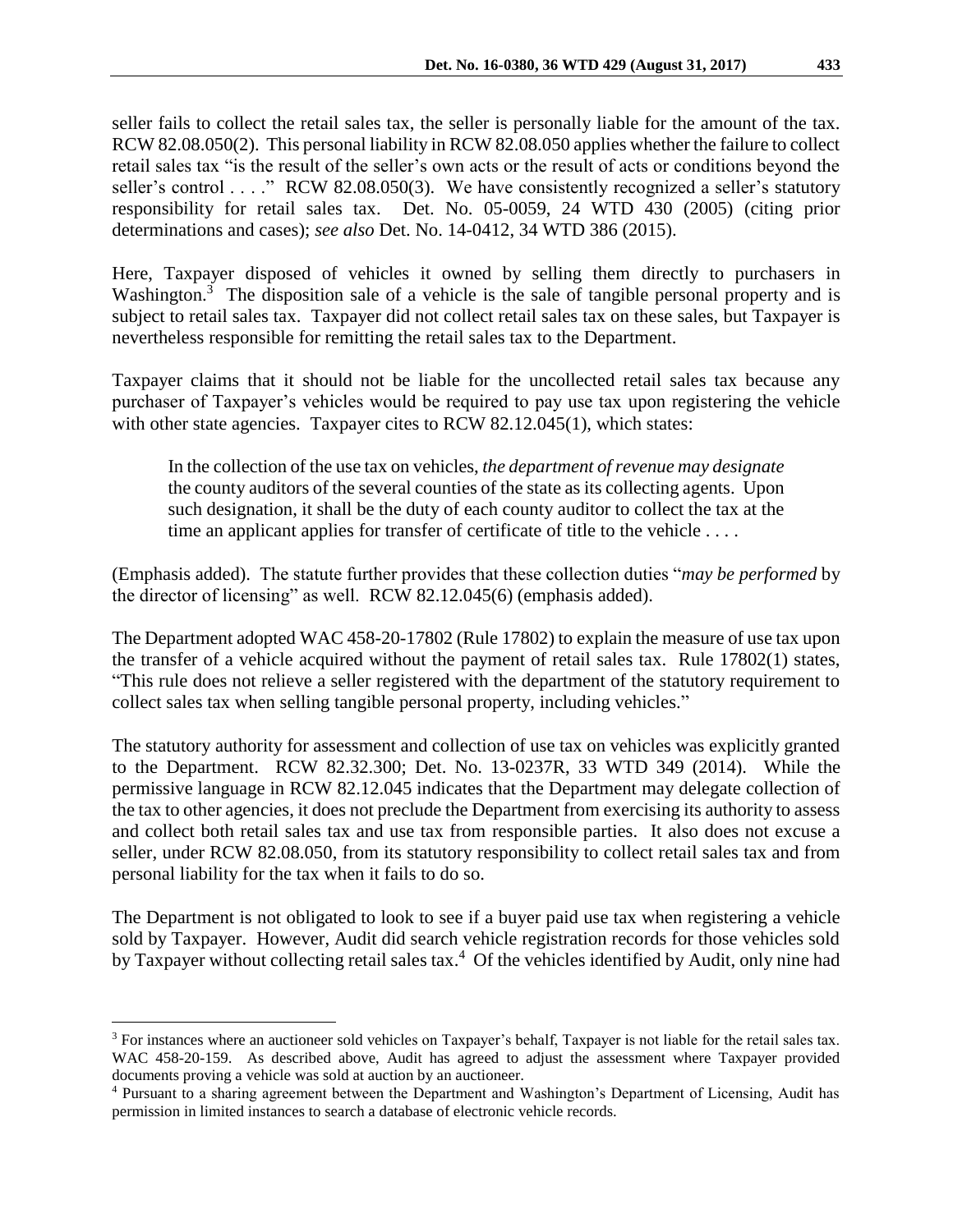seller fails to collect the retail sales tax, the seller is personally liable for the amount of the tax. RCW 82.08.050(2). This personal liability in RCW 82.08.050 applies whether the failure to collect retail sales tax "is the result of the seller's own acts or the result of acts or conditions beyond the seller's control . . . ." RCW 82.08.050(3). We have consistently recognized a seller's statutory responsibility for retail sales tax. Det. No. 05-0059, 24 WTD 430 (2005) (citing prior determinations and cases); *see also* Det. No. 14-0412, 34 WTD 386 (2015).

Here, Taxpayer disposed of vehicles it owned by selling them directly to purchasers in Washington.[3] The disposition sale of a vehicle is the sale of tangible personal property and is subject to retail sales tax. Taxpayer did not collect retail sales tax on these sales, but Taxpayer is nevertheless responsible for remitting the retail sales tax to the Department.

Taxpayer claims that it should not be liable for the uncollected retail sales tax because any purchaser of Taxpayer's vehicles would be required to pay use tax upon registering the vehicle with other state agencies. Taxpayer cites to RCW 82.12.045(1), which states:

> In the collection of the use tax on vehicles, *the department of revenue may designate* the county auditors of the several counties of the state as its collecting agents. Upon such designation, it shall be the duty of each county auditor to collect the tax at the time an applicant applies for transfer of certificate of title to the vehicle . . . .

(Emphasis added). The statute further provides that these collection duties "*may be performed* by the director of licensing" as well. RCW 82.12.045(6) (emphasis added).

The Department adopted WAC 458-20-17802 (Rule 17802) to explain the measure of use tax upon the transfer of a vehicle acquired without the payment of retail sales tax. Rule 17802(1) states, "This rule does not relieve a seller registered with the department of the statutory requirement to collect sales tax when selling tangible personal property, including vehicles."

The statutory authority for assessment and collection of use tax on vehicles was explicitly granted to the Department. RCW 82.32.300; Det. No. 13-0237R, 33 WTD 349 (2014). While the permissive language in RCW 82.12.045 indicates that the Department may delegate collection of the tax to other agencies, it does not preclude the Department from exercising its authority to assess and collect both retail sales tax and use tax from responsible parties. It also does not excuse a seller, under RCW 82.08.050, from its statutory responsibility to collect retail sales tax and from personal liability for the tax when it fails to do so.

The Department is not obligated to look to see if a buyer paid use tax when registering a vehicle sold by Taxpayer. However, Audit did search vehicle registration records for those vehicles sold by Taxpayer without collecting retail sales tax.[4] Of the vehicles identified by Audit, only nine had

---

[3] For instances where an auctioneer sold vehicles on Taxpayer's behalf, Taxpayer is not liable for the retail sales tax. WAC 458-20-159. As described above, Audit has agreed to adjust the assessment where Taxpayer provided documents proving a vehicle was sold at auction by an auctioneer.

[4] Pursuant to a sharing agreement between the Department and Washington's Department of Licensing, Audit has permission in limited instances to search a database of electronic vehicle records.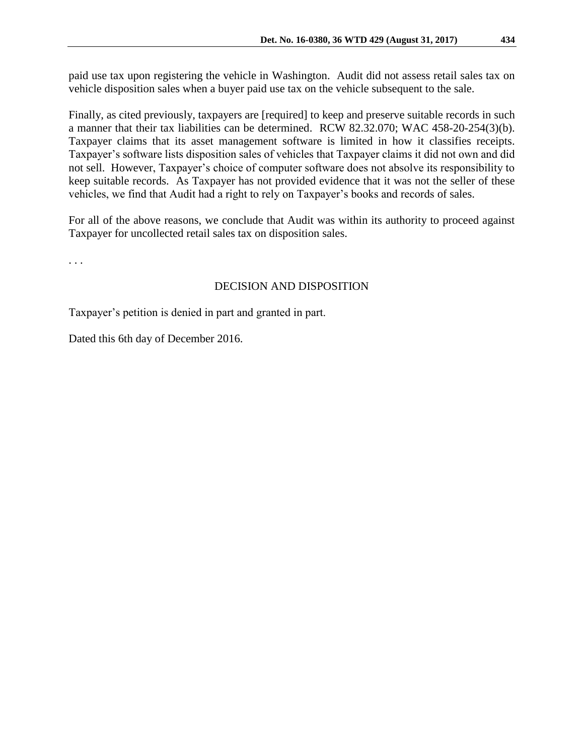paid use tax upon registering the vehicle in Washington. Audit did not assess retail sales tax on vehicle disposition sales when a buyer paid use tax on the vehicle subsequent to the sale.

Finally, as cited previously, taxpayers are [required] to keep and preserve suitable records in such a manner that their tax liabilities can be determined. RCW 82.32.070; WAC 458-20-254(3)(b). Taxpayer claims that its asset management software is limited in how it classifies receipts. Taxpayer's software lists disposition sales of vehicles that Taxpayer claims it did not own and did not sell. However, Taxpayer's choice of computer software does not absolve its responsibility to keep suitable records. As Taxpayer has not provided evidence that it was not the seller of these vehicles, we find that Audit had a right to rely on Taxpayer's books and records of sales.

For all of the above reasons, we conclude that Audit was within its authority to proceed against Taxpayer for uncollected retail sales tax on disposition sales.

. . .

## DECISION AND DISPOSITION

Taxpayer's petition is denied in part and granted in part.

Dated this 6th day of December 2016.